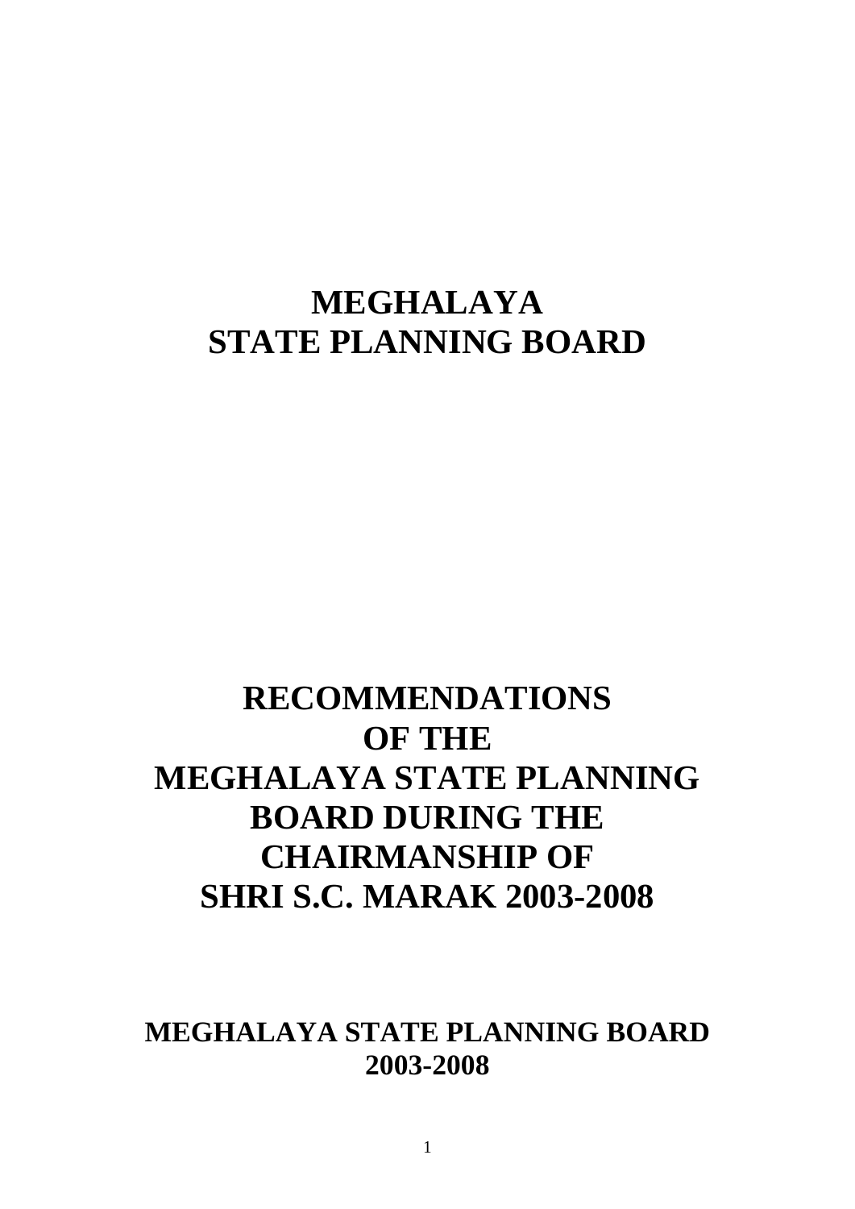# MEGHALAYA
# STATE PLANNING BOARD

# RECOMMENDATIONS OF THE MEGHALAYA STATE PLANNING BOARD DURING THE CHAIRMANSHIP OF SHRI S.C. MARAK 2003-2008

## MEGHALAYA STATE PLANNING BOARD
## 2003-2008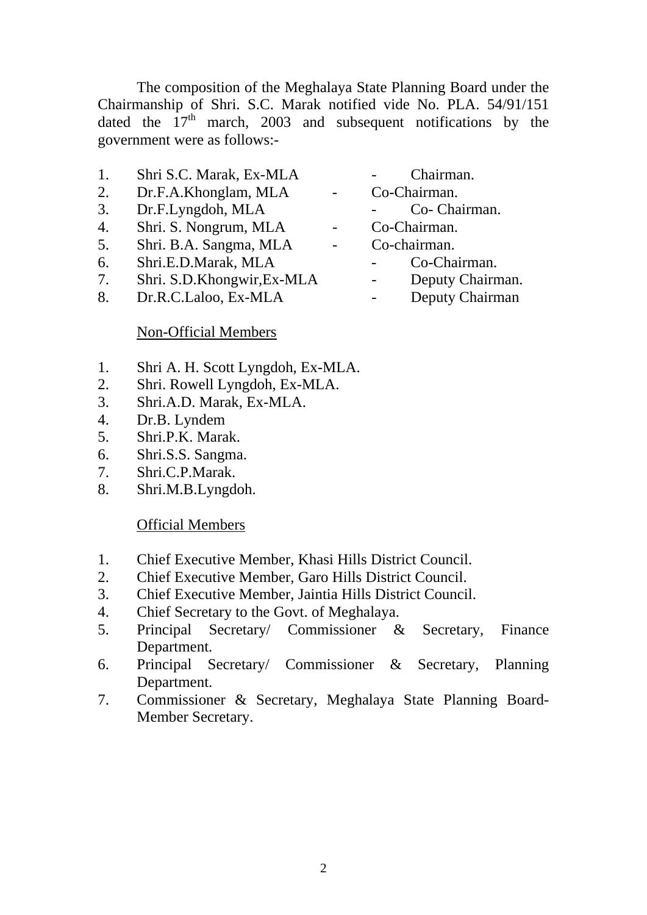The composition of the Meghalaya State Planning Board under the Chairmanship of Shri. S.C. Marak notified vide No. PLA. 54/91/151 dated the 17th march, 2003 and subsequent notifications by the government were as follows:-

1. Shri S.C. Marak, Ex-MLA - Chairman.
2. Dr.F.A.Khonglam, MLA - Co-Chairman.
3. Dr.F.Lyngdoh, MLA - Co- Chairman.
4. Shri. S. Nongrum, MLA - Co-Chairman.
5. Shri. B.A. Sangma, MLA - Co-chairman.
6. Shri.E.D.Marak, MLA - Co-Chairman.
7. Shri. S.D.Khongwir,Ex-MLA - Deputy Chairman.
8. Dr.R.C.Laloo, Ex-MLA - Deputy Chairman

Non-Official Members

1. Shri A. H. Scott Lyngdoh, Ex-MLA.
2. Shri. Rowell Lyngdoh, Ex-MLA.
3. Shri.A.D. Marak, Ex-MLA.
4. Dr.B. Lyndem
5. Shri.P.K. Marak.
6. Shri.S.S. Sangma.
7. Shri.C.P.Marak.
8. Shri.M.B.Lyngdoh.

Official Members

1. Chief Executive Member, Khasi Hills District Council.
2. Chief Executive Member, Garo Hills District Council.
3. Chief Executive Member, Jaintia Hills District Council.
4. Chief Secretary to the Govt. of Meghalaya.
5. Principal Secretary/ Commissioner & Secretary, Finance Department.
6. Principal Secretary/ Commissioner & Secretary, Planning Department.
7. Commissioner & Secretary, Meghalaya State Planning Board-Member Secretary.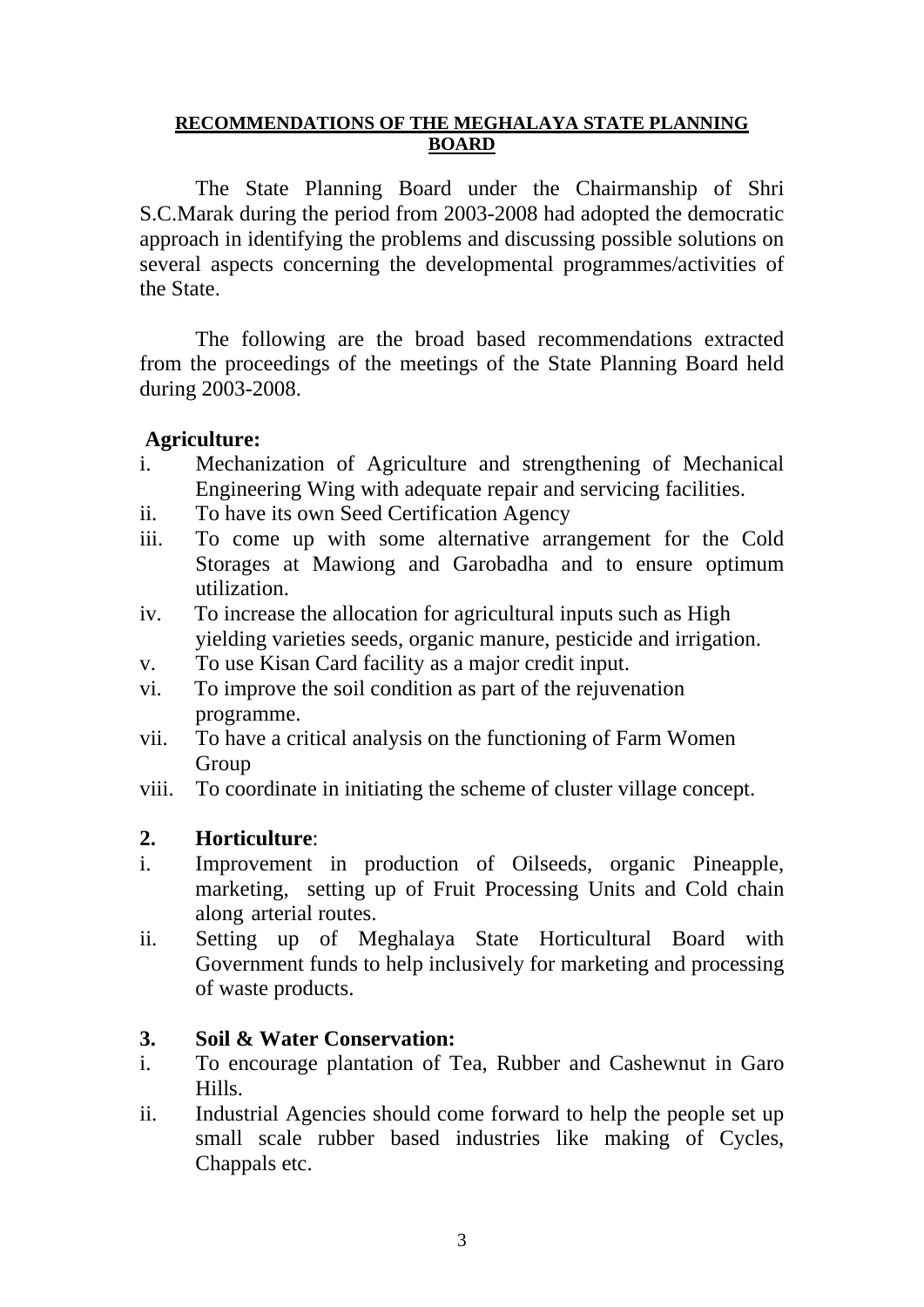## RECOMMENDATIONS OF THE MEGHALAYA STATE PLANNING BOARD

The State Planning Board under the Chairmanship of Shri S.C.Marak during the period from 2003-2008 had adopted the democratic approach in identifying the problems and discussing possible solutions on several aspects concerning the developmental programmes/activities of the State.

The following are the broad based recommendations extracted from the proceedings of the meetings of the State Planning Board held during 2003-2008.

**Agriculture:**

i. Mechanization of Agriculture and strengthening of Mechanical Engineering Wing with adequate repair and servicing facilities.
ii. To have its own Seed Certification Agency
iii. To come up with some alternative arrangement for the Cold Storages at Mawiong and Garobadha and to ensure optimum utilization.
iv. To increase the allocation for agricultural inputs such as High yielding varieties seeds, organic manure, pesticide and irrigation.
v. To use Kisan Card facility as a major credit input.
vi. To improve the soil condition as part of the rejuvenation programme.
vii. To have a critical analysis on the functioning of Farm Women Group
viii. To coordinate in initiating the scheme of cluster village concept.

**2. Horticulture**:

i. Improvement in production of Oilseeds, organic Pineapple, marketing, setting up of Fruit Processing Units and Cold chain along arterial routes.
ii. Setting up of Meghalaya State Horticultural Board with Government funds to help inclusively for marketing and processing of waste products.

**3. Soil & Water Conservation:**

i. To encourage plantation of Tea, Rubber and Cashewnut in Garo Hills.
ii. Industrial Agencies should come forward to help the people set up small scale rubber based industries like making of Cycles, Chappals etc.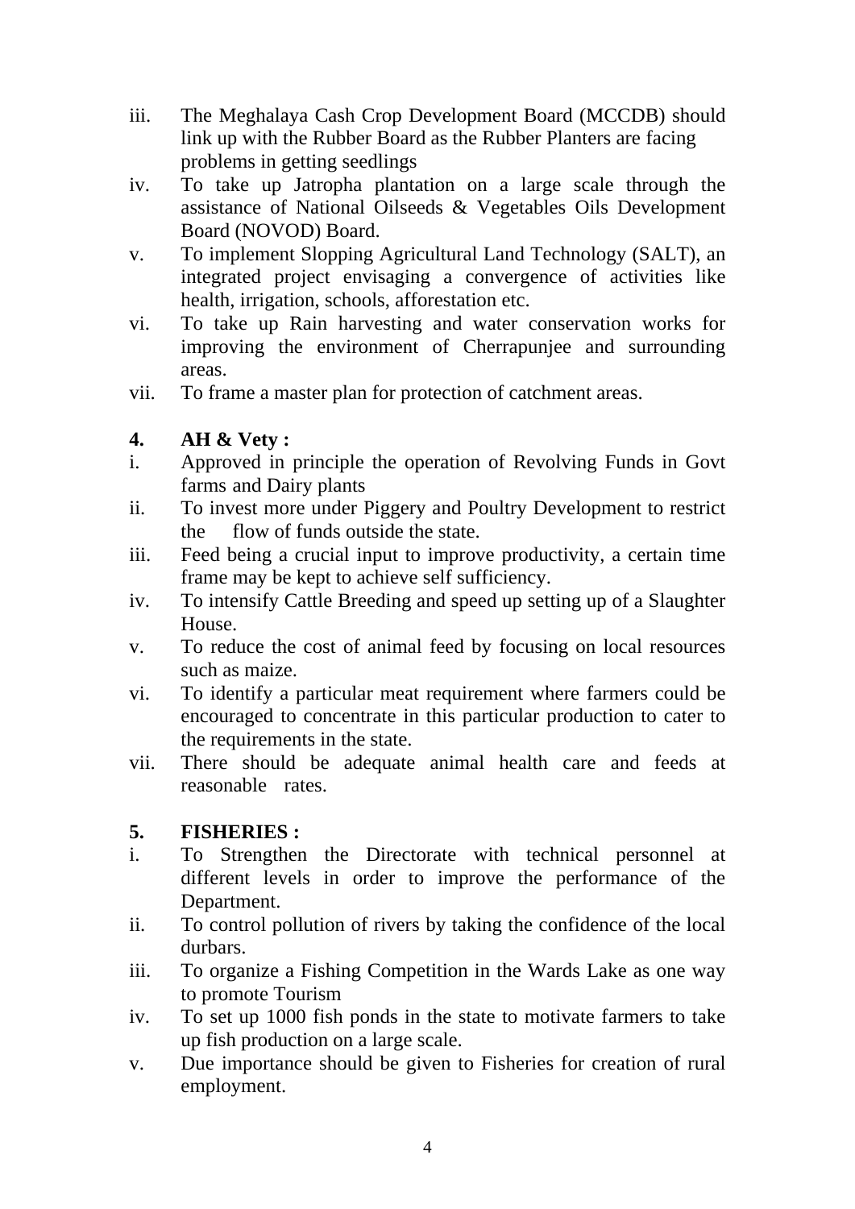iii. The Meghalaya Cash Crop Development Board (MCCDB) should link up with the Rubber Board as the Rubber Planters are facing problems in getting seedlings

iv. To take up Jatropha plantation on a large scale through the assistance of National Oilseeds & Vegetables Oils Development Board (NOVOD) Board.

v. To implement Slopping Agricultural Land Technology (SALT), an integrated project envisaging a convergence of activities like health, irrigation, schools, afforestation etc.

vi. To take up Rain harvesting and water conservation works for improving the environment of Cherrapunjee and surrounding areas.

vii. To frame a master plan for protection of catchment areas.

**4. AH & Vety :**

i. Approved in principle the operation of Revolving Funds in Govt farms and Dairy plants

ii. To invest more under Piggery and Poultry Development to restrict the flow of funds outside the state.

iii. Feed being a crucial input to improve productivity, a certain time frame may be kept to achieve self sufficiency.

iv. To intensify Cattle Breeding and speed up setting up of a Slaughter House.

v. To reduce the cost of animal feed by focusing on local resources such as maize.

vi. To identify a particular meat requirement where farmers could be encouraged to concentrate in this particular production to cater to the requirements in the state.

vii. There should be adequate animal health care and feeds at reasonable rates.

**5. FISHERIES :**

i. To Strengthen the Directorate with technical personnel at different levels in order to improve the performance of the Department.

ii. To control pollution of rivers by taking the confidence of the local durbars.

iii. To organize a Fishing Competition in the Wards Lake as one way to promote Tourism

iv. To set up 1000 fish ponds in the state to motivate farmers to take up fish production on a large scale.

v. Due importance should be given to Fisheries for creation of rural employment.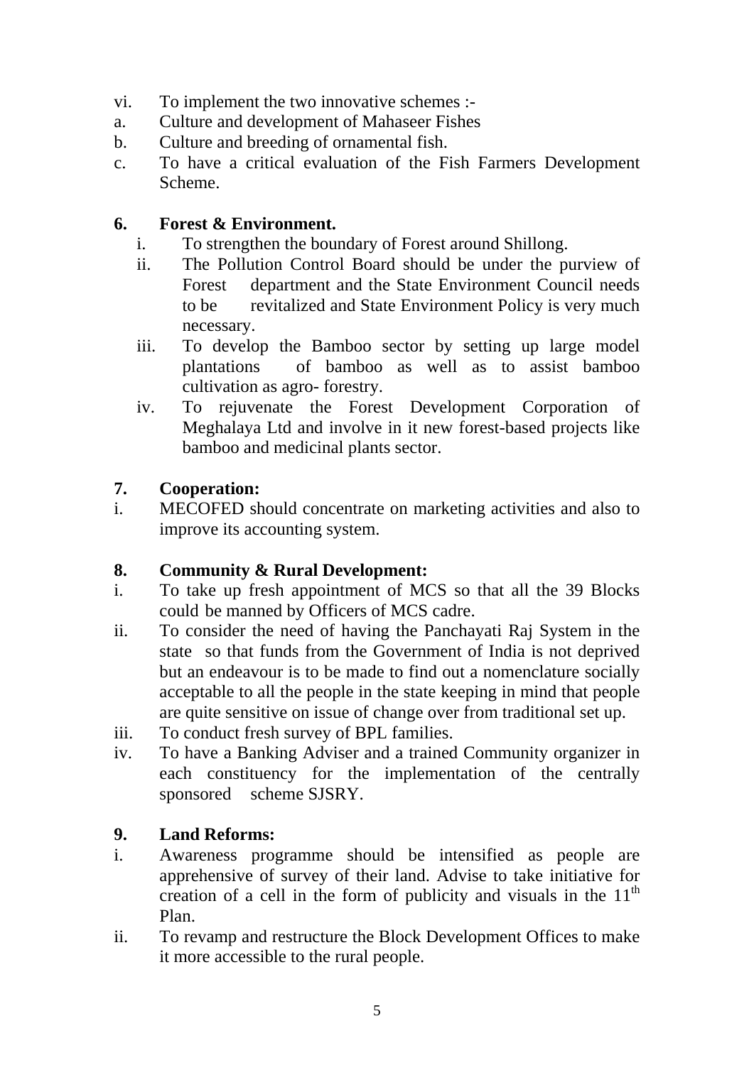vi. To implement the two innovative schemes :-

a. Culture and development of Mahaseer Fishes

b. Culture and breeding of ornamental fish.

c. To have a critical evaluation of the Fish Farmers Development Scheme.

**6. Forest & Environment.**

i. To strengthen the boundary of Forest around Shillong.

ii. The Pollution Control Board should be under the purview of Forest department and the State Environment Council needs to be revitalized and State Environment Policy is very much necessary.

iii. To develop the Bamboo sector by setting up large model plantations of bamboo as well as to assist bamboo cultivation as agro- forestry.

iv. To rejuvenate the Forest Development Corporation of Meghalaya Ltd and involve in it new forest-based projects like bamboo and medicinal plants sector.

**7. Cooperation:**

i. MECOFED should concentrate on marketing activities and also to improve its accounting system.

**8. Community & Rural Development:**

i. To take up fresh appointment of MCS so that all the 39 Blocks could be manned by Officers of MCS cadre.

ii. To consider the need of having the Panchayati Raj System in the state so that funds from the Government of India is not deprived but an endeavour is to be made to find out a nomenclature socially acceptable to all the people in the state keeping in mind that people are quite sensitive on issue of change over from traditional set up.

iii. To conduct fresh survey of BPL families.

iv. To have a Banking Adviser and a trained Community organizer in each constituency for the implementation of the centrally sponsored scheme SJSRY.

**9. Land Reforms:**

i. Awareness programme should be intensified as people are apprehensive of survey of their land. Advise to take initiative for creation of a cell in the form of publicity and visuals in the 11th Plan.

ii. To revamp and restructure the Block Development Offices to make it more accessible to the rural people.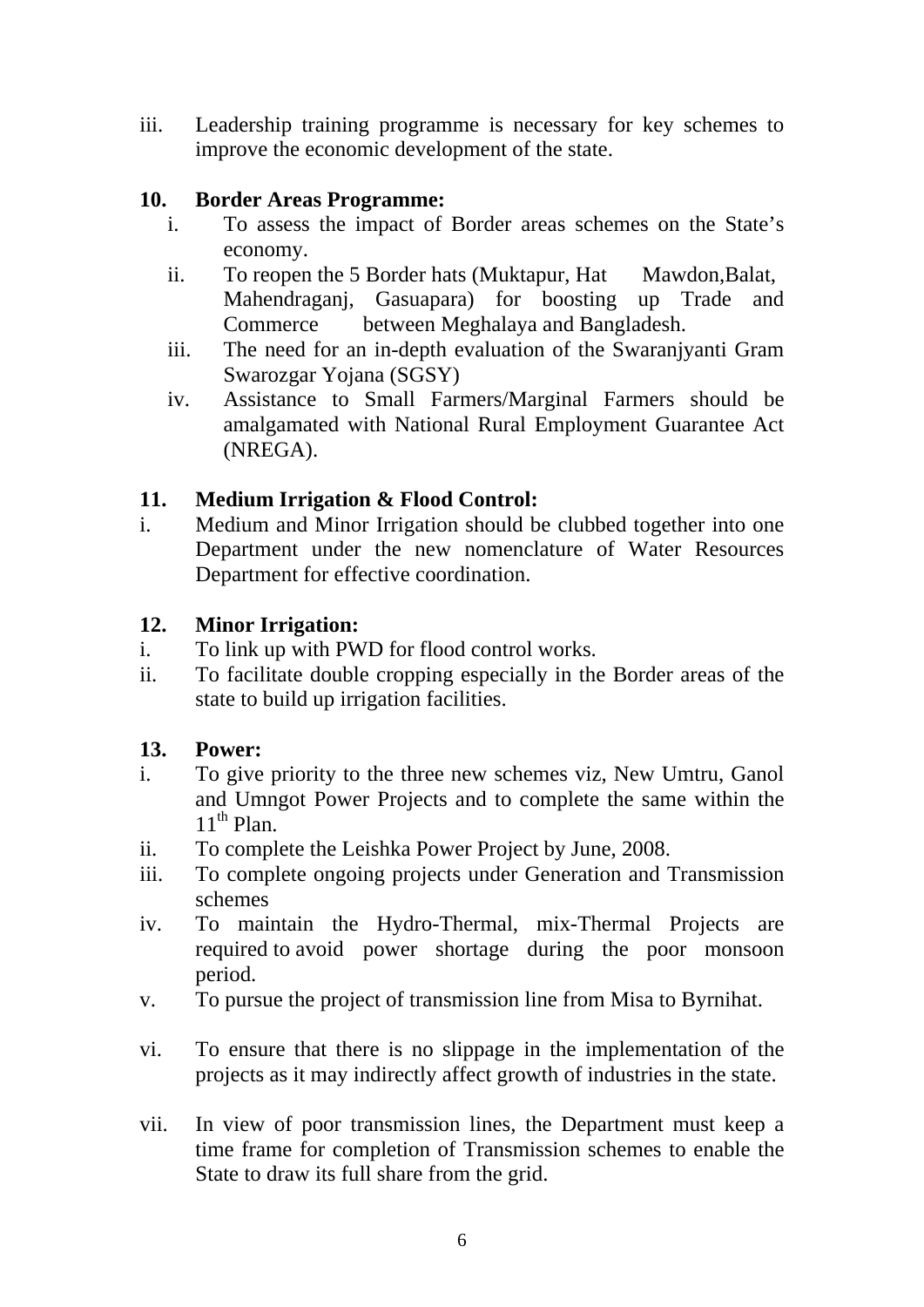iii. Leadership training programme is necessary for key schemes to improve the economic development of the state.

**10. Border Areas Programme:**

i. To assess the impact of Border areas schemes on the State's economy.
ii. To reopen the 5 Border hats (Muktapur, Hat Mawdon,Balat, Mahendraganj, Gasuapara) for boosting up Trade and Commerce between Meghalaya and Bangladesh.
iii. The need for an in-depth evaluation of the Swaranjyanti Gram Swarozgar Yojana (SGSY)
iv. Assistance to Small Farmers/Marginal Farmers should be amalgamated with National Rural Employment Guarantee Act (NREGA).

**11. Medium Irrigation & Flood Control:**

i. Medium and Minor Irrigation should be clubbed together into one Department under the new nomenclature of Water Resources Department for effective coordination.

**12. Minor Irrigation:**

i. To link up with PWD for flood control works.
ii. To facilitate double cropping especially in the Border areas of the state to build up irrigation facilities.

**13. Power:**

i. To give priority to the three new schemes viz, New Umtru, Ganol and Umngot Power Projects and to complete the same within the 11th Plan.
ii. To complete the Leishka Power Project by June, 2008.
iii. To complete ongoing projects under Generation and Transmission schemes
iv. To maintain the Hydro-Thermal, mix-Thermal Projects are required to avoid power shortage during the poor monsoon period.
v. To pursue the project of transmission line from Misa to Byrnihat.
vi. To ensure that there is no slippage in the implementation of the projects as it may indirectly affect growth of industries in the state.
vii. In view of poor transmission lines, the Department must keep a time frame for completion of Transmission schemes to enable the State to draw its full share from the grid.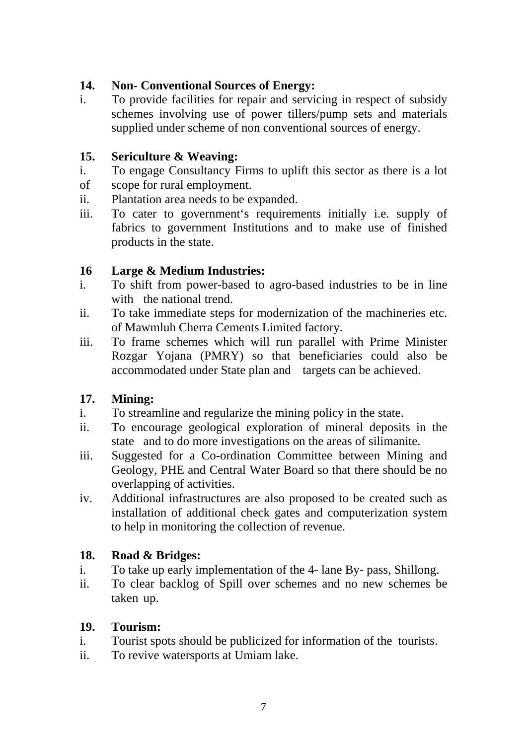**14. Non- Conventional Sources of Energy:**

i. To provide facilities for repair and servicing in respect of subsidy schemes involving use of power tillers/pump sets and materials supplied under scheme of non conventional sources of energy.

**15. Sericulture & Weaving:**

i. To engage Consultancy Firms to uplift this sector as there is a lot of scope for rural employment.

ii. Plantation area needs to be expanded.

iii. To cater to government's requirements initially i.e. supply of fabrics to government Institutions and to make use of finished products in the state.

**16 Large & Medium Industries:**

i. To shift from power-based to agro-based industries to be in line with the national trend.

ii. To take immediate steps for modernization of the machineries etc. of Mawmluh Cherra Cements Limited factory.

iii. To frame schemes which will run parallel with Prime Minister Rozgar Yojana (PMRY) so that beneficiaries could also be accommodated under State plan and targets can be achieved.

**17. Mining:**

i. To streamline and regularize the mining policy in the state.

ii. To encourage geological exploration of mineral deposits in the state and to do more investigations on the areas of silimanite.

iii. Suggested for a Co-ordination Committee between Mining and Geology, PHE and Central Water Board so that there should be no overlapping of activities.

iv. Additional infrastructures are also proposed to be created such as installation of additional check gates and computerization system to help in monitoring the collection of revenue.

**18. Road & Bridges:**

i. To take up early implementation of the 4- lane By- pass, Shillong.

ii. To clear backlog of Spill over schemes and no new schemes be taken up.

**19. Tourism:**

i. Tourist spots should be publicized for information of the tourists.

ii. To revive watersports at Umiam lake.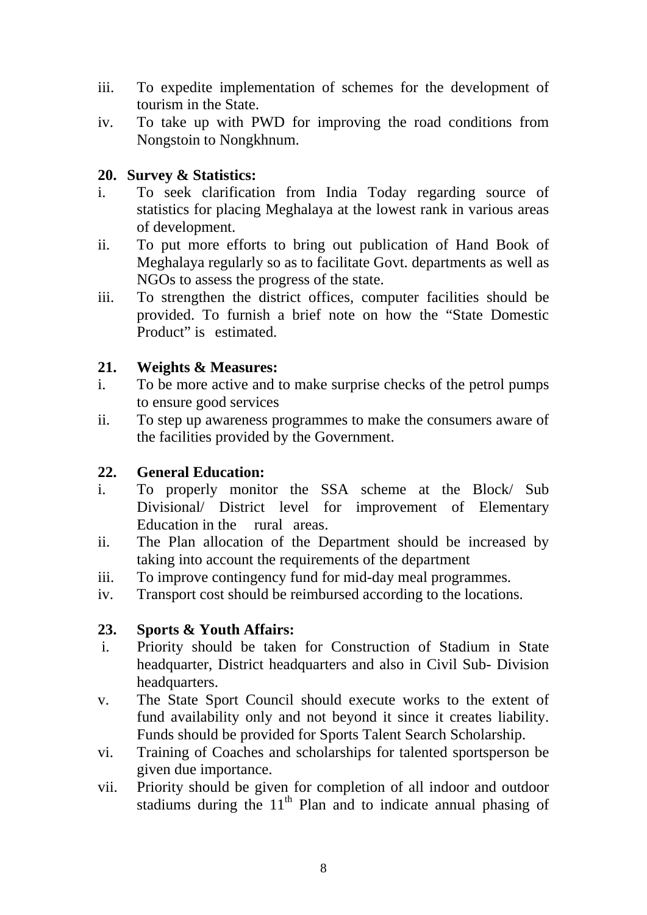iii. To expedite implementation of schemes for the development of tourism in the State.

iv. To take up with PWD for improving the road conditions from Nongstoin to Nongkhnum.

**20. Survey & Statistics:**

i. To seek clarification from India Today regarding source of statistics for placing Meghalaya at the lowest rank in various areas of development.

ii. To put more efforts to bring out publication of Hand Book of Meghalaya regularly so as to facilitate Govt. departments as well as NGOs to assess the progress of the state.

iii. To strengthen the district offices, computer facilities should be provided. To furnish a brief note on how the "State Domestic Product" is estimated.

**21. Weights & Measures:**

i. To be more active and to make surprise checks of the petrol pumps to ensure good services

ii. To step up awareness programmes to make the consumers aware of the facilities provided by the Government.

**22. General Education:**

i. To properly monitor the SSA scheme at the Block/ Sub Divisional/ District level for improvement of Elementary Education in the rural areas.

ii. The Plan allocation of the Department should be increased by taking into account the requirements of the department

iii. To improve contingency fund for mid-day meal programmes.

iv. Transport cost should be reimbursed according to the locations.

**23. Sports & Youth Affairs:**

i. Priority should be taken for Construction of Stadium in State headquarter, District headquarters and also in Civil Sub- Division headquarters.

v. The State Sport Council should execute works to the extent of fund availability only and not beyond it since it creates liability. Funds should be provided for Sports Talent Search Scholarship.

vi. Training of Coaches and scholarships for talented sportsperson be given due importance.

vii. Priority should be given for completion of all indoor and outdoor stadiums during the 11th Plan and to indicate annual phasing of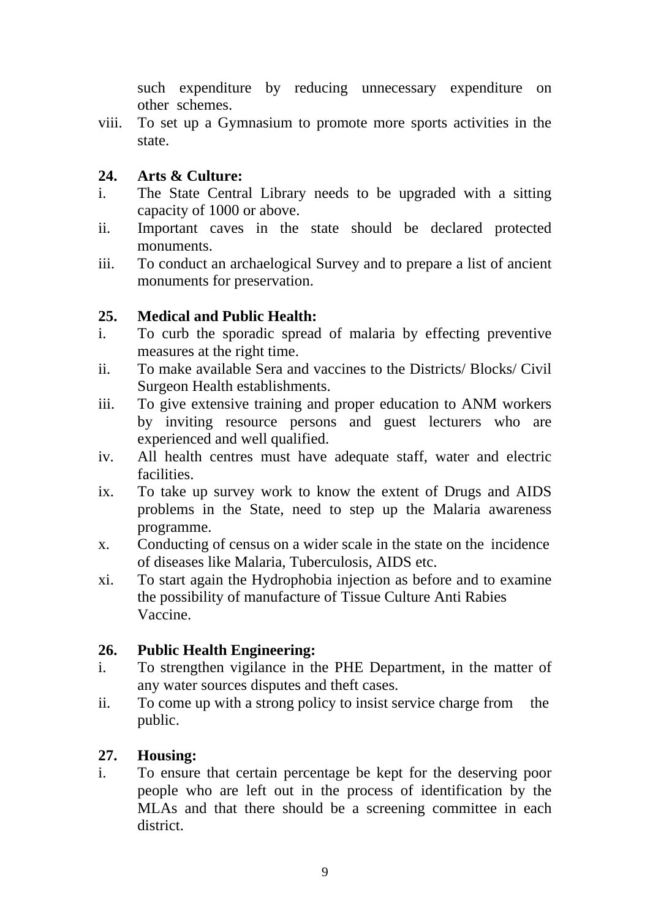such expenditure by reducing unnecessary expenditure on other schemes.

viii. To set up a Gymnasium to promote more sports activities in the state.

**24. Arts & Culture:**

i. The State Central Library needs to be upgraded with a sitting capacity of 1000 or above.

ii. Important caves in the state should be declared protected monuments.

iii. To conduct an archaelogical Survey and to prepare a list of ancient monuments for preservation.

**25. Medical and Public Health:**

i. To curb the sporadic spread of malaria by effecting preventive measures at the right time.

ii. To make available Sera and vaccines to the Districts/ Blocks/ Civil Surgeon Health establishments.

iii. To give extensive training and proper education to ANM workers by inviting resource persons and guest lecturers who are experienced and well qualified.

iv. All health centres must have adequate staff, water and electric facilities.

ix. To take up survey work to know the extent of Drugs and AIDS problems in the State, need to step up the Malaria awareness programme.

x. Conducting of census on a wider scale in the state on the incidence of diseases like Malaria, Tuberculosis, AIDS etc.

xi. To start again the Hydrophobia injection as before and to examine the possibility of manufacture of Tissue Culture Anti Rabies Vaccine.

**26. Public Health Engineering:**

i. To strengthen vigilance in the PHE Department, in the matter of any water sources disputes and theft cases.

ii. To come up with a strong policy to insist service charge from the public.

**27. Housing:**

i. To ensure that certain percentage be kept for the deserving poor people who are left out in the process of identification by the MLAs and that there should be a screening committee in each district.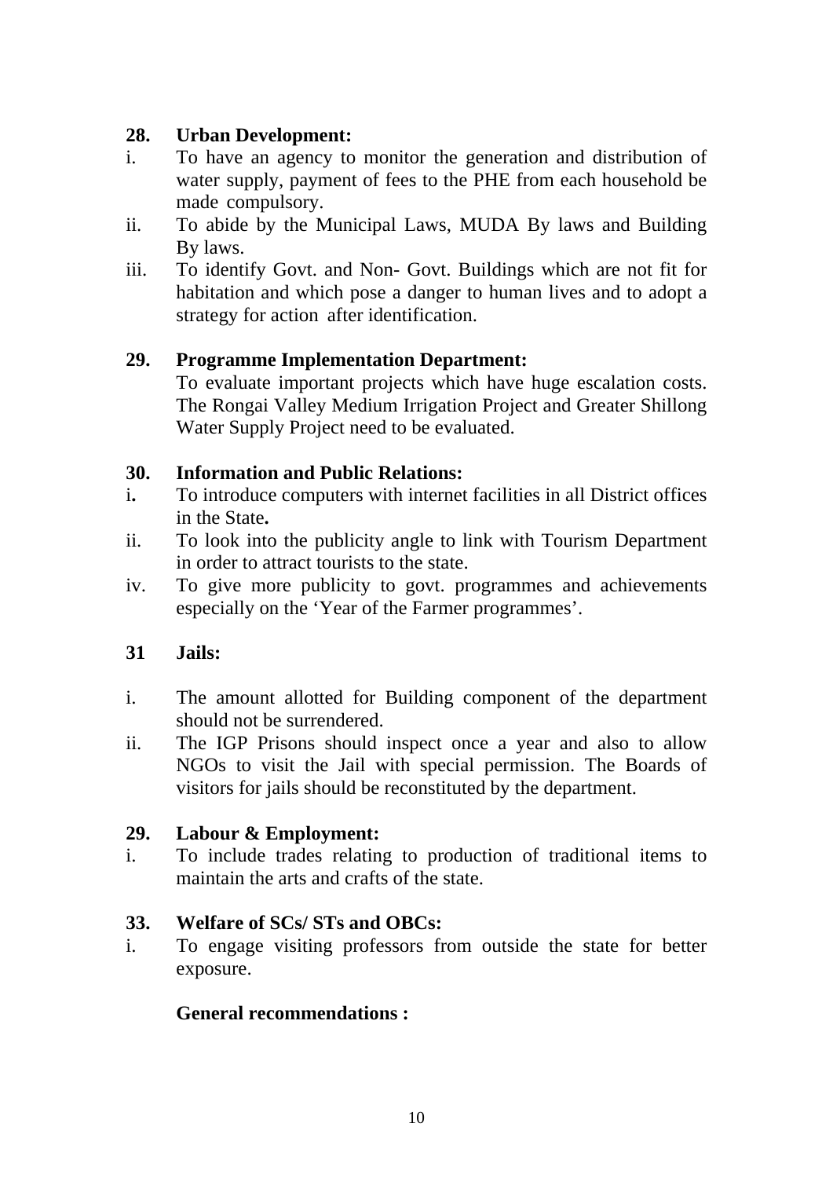**28. Urban Development:**

i. To have an agency to monitor the generation and distribution of water supply, payment of fees to the PHE from each household be made compulsory.

ii. To abide by the Municipal Laws, MUDA By laws and Building By laws.

iii. To identify Govt. and Non- Govt. Buildings which are not fit for habitation and which pose a danger to human lives and to adopt a strategy for action after identification.

**29. Programme Implementation Department:**

To evaluate important projects which have huge escalation costs. The Rongai Valley Medium Irrigation Project and Greater Shillong Water Supply Project need to be evaluated.

**30. Information and Public Relations:**

i**.** To introduce computers with internet facilities in all District offices in the State**.**

ii. To look into the publicity angle to link with Tourism Department in order to attract tourists to the state.

iv. To give more publicity to govt. programmes and achievements especially on the 'Year of the Farmer programmes'.

**31 Jails:**

i. The amount allotted for Building component of the department should not be surrendered.

ii. The IGP Prisons should inspect once a year and also to allow NGOs to visit the Jail with special permission. The Boards of visitors for jails should be reconstituted by the department.

**29. Labour & Employment:**

i. To include trades relating to production of traditional items to maintain the arts and crafts of the state.

**33. Welfare of SCs/ STs and OBCs:**

i. To engage visiting professors from outside the state for better exposure.

**General recommendations :**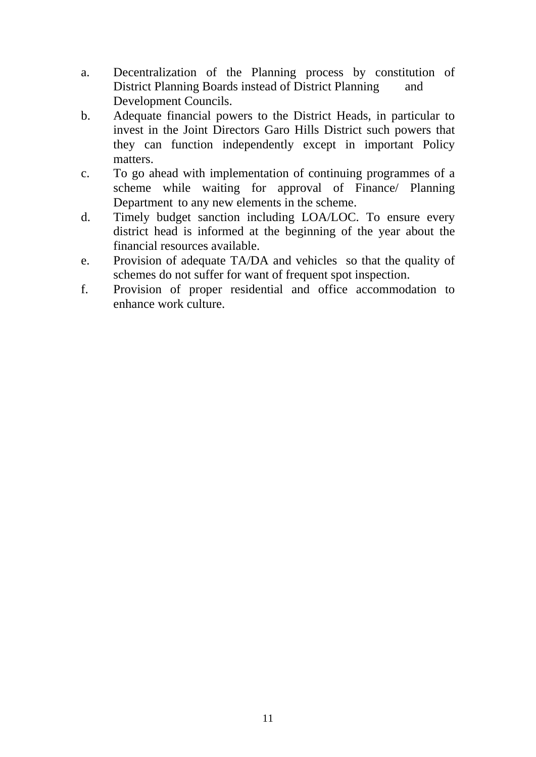a. Decentralization of the Planning process by constitution of District Planning Boards instead of District Planning and Development Councils.
b. Adequate financial powers to the District Heads, in particular to invest in the Joint Directors Garo Hills District such powers that they can function independently except in important Policy matters.
c. To go ahead with implementation of continuing programmes of a scheme while waiting for approval of Finance/ Planning Department to any new elements in the scheme.
d. Timely budget sanction including LOA/LOC. To ensure every district head is informed at the beginning of the year about the financial resources available.
e. Provision of adequate TA/DA and vehicles so that the quality of schemes do not suffer for want of frequent spot inspection.
f. Provision of proper residential and office accommodation to enhance work culture.